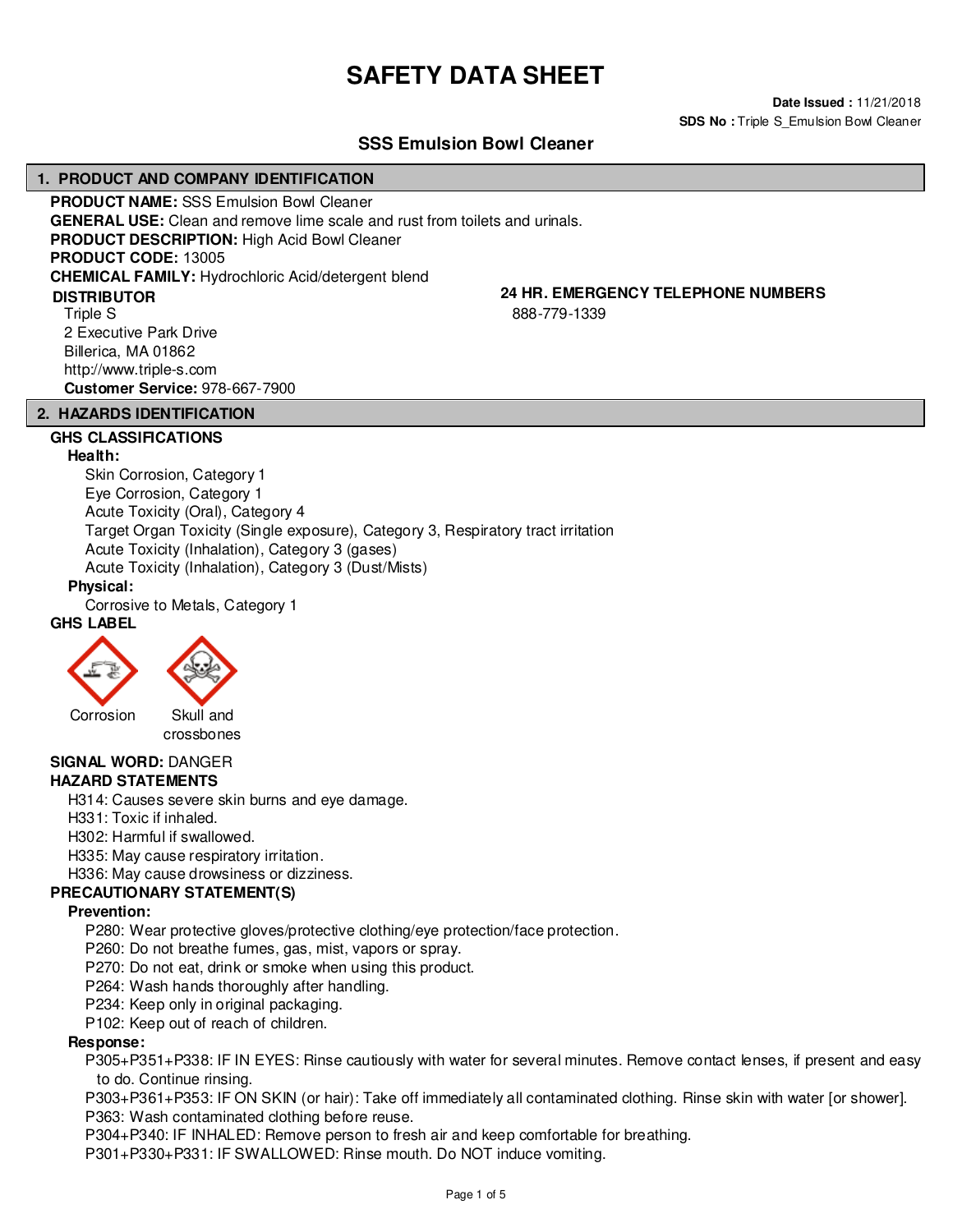# SAFETY DATA SHEET

**Date Issued :** 11/21/2018
**SDS No :** Triple S_Emulsion Bowl Cleaner

## SSS Emulsion Bowl Cleaner

## 1. PRODUCT AND COMPANY IDENTIFICATION

**PRODUCT NAME:** SSS Emulsion Bowl Cleaner
**GENERAL USE:** Clean and remove lime scale and rust from toilets and urinals.
**PRODUCT DESCRIPTION:** High Acid Bowl Cleaner
**PRODUCT CODE:** 13005
**CHEMICAL FAMILY:** Hydrochloric Acid/detergent blend

**DISTRIBUTOR**
Triple S
2 Executive Park Drive
Billerica, MA 01862
http://www.triple-s.com
**Customer Service:** 978-667-7900

**24 HR. EMERGENCY TELEPHONE NUMBERS**
888-779-1339

## 2. HAZARDS IDENTIFICATION

**GHS CLASSIFICATIONS**

**Health:**
- Skin Corrosion, Category 1
- Eye Corrosion, Category 1
- Acute Toxicity (Oral), Category 4
- Target Organ Toxicity (Single exposure), Category 3, Respiratory tract irritation
- Acute Toxicity (Inhalation), Category 3 (gases)
- Acute Toxicity (Inhalation), Category 3 (Dust/Mists)

**Physical:**
- Corrosive to Metals, Category 1

**GHS LABEL**

Corrosion    Skull and crossbones

**SIGNAL WORD:** DANGER

**HAZARD STATEMENTS**
- H314: Causes severe skin burns and eye damage.
- H331: Toxic if inhaled.
- H302: Harmful if swallowed.
- H335: May cause respiratory irritation.
- H336: May cause drowsiness or dizziness.

**PRECAUTIONARY STATEMENT(S)**

**Prevention:**
- P280: Wear protective gloves/protective clothing/eye protection/face protection.
- P260: Do not breathe fumes, gas, mist, vapors or spray.
- P270: Do not eat, drink or smoke when using this product.
- P264: Wash hands thoroughly after handling.
- P234: Keep only in original packaging.
- P102: Keep out of reach of children.

**Response:**
- P305+P351+P338: IF IN EYES: Rinse cautiously with water for several minutes. Remove contact lenses, if present and easy to do. Continue rinsing.
- P303+P361+P353: IF ON SKIN (or hair): Take off immediately all contaminated clothing. Rinse skin with water [or shower].
- P363: Wash contaminated clothing before reuse.
- P304+P340: IF INHALED: Remove person to fresh air and keep comfortable for breathing.
- P301+P330+P331: IF SWALLOWED: Rinse mouth. Do NOT induce vomiting.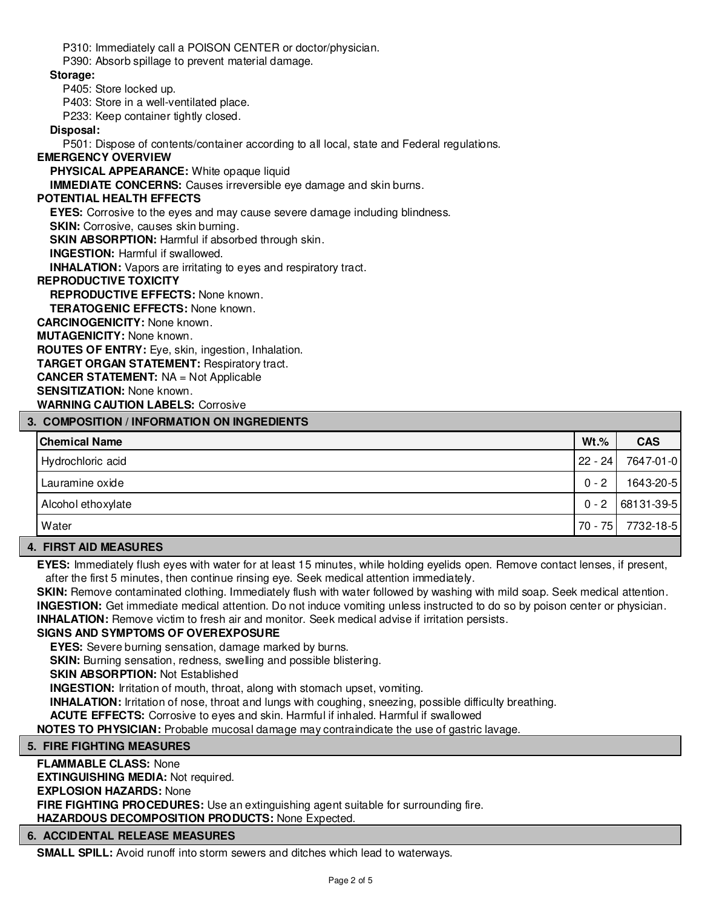P310: Immediately call a POISON CENTER or doctor/physician.
P390: Absorb spillage to prevent material damage.

**Storage:**

P405: Store locked up.
P403: Store in a well-ventilated place.
P233: Keep container tightly closed.

**Disposal:**

P501: Dispose of contents/container according to all local, state and Federal regulations.

**EMERGENCY OVERVIEW**

**PHYSICAL APPEARANCE:** White opaque liquid
**IMMEDIATE CONCERNS:** Causes irreversible eye damage and skin burns.

**POTENTIAL HEALTH EFFECTS**

**EYES:** Corrosive to the eyes and may cause severe damage including blindness.
**SKIN:** Corrosive, causes skin burning.
**SKIN ABSORPTION:** Harmful if absorbed through skin.
**INGESTION:** Harmful if swallowed.
**INHALATION:** Vapors are irritating to eyes and respiratory tract.

**REPRODUCTIVE TOXICITY**

**REPRODUCTIVE EFFECTS:** None known.
**TERATOGENIC EFFECTS:** None known.

**CARCINOGENICITY:** None known.
**MUTAGENICITY:** None known.
**ROUTES OF ENTRY:** Eye, skin, ingestion, Inhalation.
**TARGET ORGAN STATEMENT:** Respiratory tract.
**CANCER STATEMENT:** NA = Not Applicable
**SENSITIZATION:** None known.
**WARNING CAUTION LABELS:** Corrosive

## 3. COMPOSITION / INFORMATION ON INGREDIENTS

| Chemical Name | Wt.% | CAS |
|---|---|---|
| Hydrochloric acid | 22 - 24 | 7647-01-0 |
| Lauramine oxide | 0 - 2 | 1643-20-5 |
| Alcohol ethoxylate | 0 - 2 | 68131-39-5 |
| Water | 70 - 75 | 7732-18-5 |

## 4. FIRST AID MEASURES

**EYES:** Immediately flush eyes with water for at least 15 minutes, while holding eyelids open. Remove contact lenses, if present, after the first 5 minutes, then continue rinsing eye. Seek medical attention immediately.
**SKIN:** Remove contaminated clothing. Immediately flush with water followed by washing with mild soap. Seek medical attention.
**INGESTION:** Get immediate medical attention. Do not induce vomiting unless instructed to do so by poison center or physician.
**INHALATION:** Remove victim to fresh air and monitor. Seek medical advise if irritation persists.

**SIGNS AND SYMPTOMS OF OVEREXPOSURE**

**EYES:** Severe burning sensation, damage marked by burns.
**SKIN:** Burning sensation, redness, swelling and possible blistering.
**SKIN ABSORPTION:** Not Established
**INGESTION:** Irritation of mouth, throat, along with stomach upset, vomiting.
**INHALATION:** Irritation of nose, throat and lungs with coughing, sneezing, possible difficulty breathing.
**ACUTE EFFECTS:** Corrosive to eyes and skin. Harmful if inhaled. Harmful if swallowed

**NOTES TO PHYSICIAN:** Probable mucosal damage may contraindicate the use of gastric lavage.

## 5. FIRE FIGHTING MEASURES

**FLAMMABLE CLASS:** None
**EXTINGUISHING MEDIA:** Not required.
**EXPLOSION HAZARDS:** None
**FIRE FIGHTING PROCEDURES:** Use an extinguishing agent suitable for surrounding fire.
**HAZARDOUS DECOMPOSITION PRODUCTS:** None Expected.

## 6. ACCIDENTAL RELEASE MEASURES

**SMALL SPILL:** Avoid runoff into storm sewers and ditches which lead to waterways.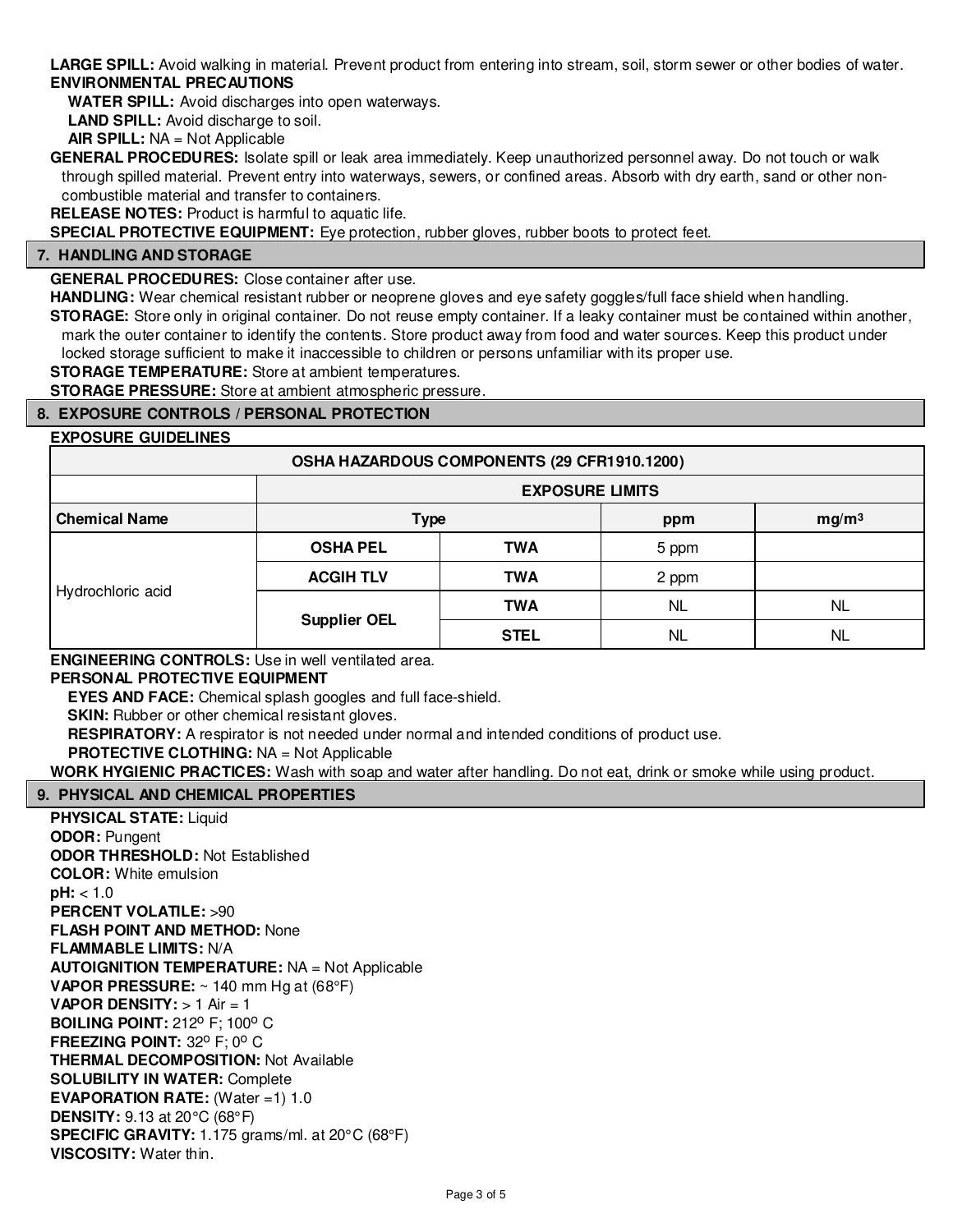**LARGE SPILL:** Avoid walking in material. Prevent product from entering into stream, soil, storm sewer or other bodies of water.

**ENVIRONMENTAL PRECAUTIONS**

**WATER SPILL:** Avoid discharges into open waterways.

**LAND SPILL:** Avoid discharge to soil.

**AIR SPILL:** NA = Not Applicable

**GENERAL PROCEDURES:** Isolate spill or leak area immediately. Keep unauthorized personnel away. Do not touch or walk through spilled material. Prevent entry into waterways, sewers, or confined areas. Absorb with dry earth, sand or other non-combustible material and transfer to containers.

**RELEASE NOTES:** Product is harmful to aquatic life.

**SPECIAL PROTECTIVE EQUIPMENT:** Eye protection, rubber gloves, rubber boots to protect feet.

## 7. HANDLING AND STORAGE

**GENERAL PROCEDURES:** Close container after use.

**HANDLING:** Wear chemical resistant rubber or neoprene gloves and eye safety goggles/full face shield when handling.

**STORAGE:** Store only in original container. Do not reuse empty container. If a leaky container must be contained within another, mark the outer container to identify the contents. Store product away from food and water sources. Keep this product under locked storage sufficient to make it inaccessible to children or persons unfamiliar with its proper use.

**STORAGE TEMPERATURE:** Store at ambient temperatures.

**STORAGE PRESSURE:** Store at ambient atmospheric pressure.

## 8. EXPOSURE CONTROLS / PERSONAL PROTECTION

**EXPOSURE GUIDELINES**

| OSHA HAZARDOUS COMPONENTS (29 CFR1910.1200) | | | | |
|---|---|---|---|---|
| | EXPOSURE LIMITS | | | |
| **Chemical Name** | **Type** | | **ppm** | **mg/m³** |
| Hydrochloric acid | **OSHA PEL** | **TWA** | 5 ppm | |
| | **ACGIH TLV** | **TWA** | 2 ppm | |
| | **Supplier OEL** | **TWA** | NL | NL |
| | | **STEL** | NL | NL |

**ENGINEERING CONTROLS:** Use in well ventilated area.

**PERSONAL PROTECTIVE EQUIPMENT**

**EYES AND FACE:** Chemical splash googles and full face-shield.

**SKIN:** Rubber or other chemical resistant gloves.

**RESPIRATORY:** A respirator is not needed under normal and intended conditions of product use.

**PROTECTIVE CLOTHING:** NA = Not Applicable

**WORK HYGIENIC PRACTICES:** Wash with soap and water after handling. Do not eat, drink or smoke while using product.

## 9. PHYSICAL AND CHEMICAL PROPERTIES

**PHYSICAL STATE:** Liquid
**ODOR:** Pungent
**ODOR THRESHOLD:** Not Established
**COLOR:** White emulsion
**pH:** < 1.0
**PERCENT VOLATILE:** >90
**FLASH POINT AND METHOD:** None
**FLAMMABLE LIMITS:** N/A
**AUTOIGNITION TEMPERATURE:** NA = Not Applicable
**VAPOR PRESSURE:** ~ 140 mm Hg at (68°F)
**VAPOR DENSITY:** > 1 Air = 1
**BOILING POINT:** 212° F; 100° C
**FREEZING POINT:** 32° F; 0° C
**THERMAL DECOMPOSITION:** Not Available
**SOLUBILITY IN WATER:** Complete
**EVAPORATION RATE:** (Water =1) 1.0
**DENSITY:** 9.13 at 20°C (68°F)
**SPECIFIC GRAVITY:** 1.175 grams/ml. at 20°C (68°F)
**VISCOSITY:** Water thin.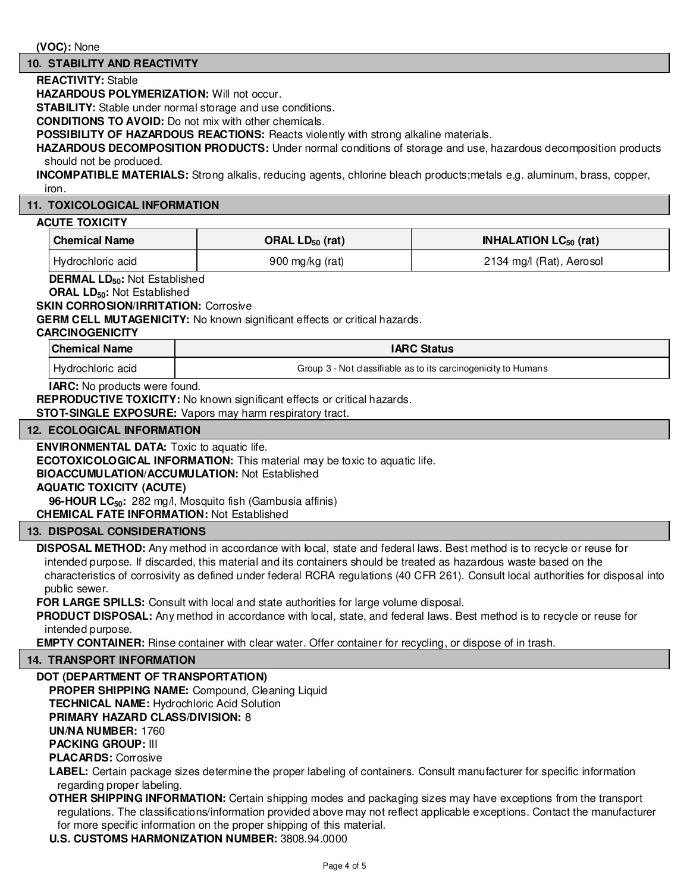**(VOC):** None

## 10. STABILITY AND REACTIVITY

**REACTIVITY:** Stable

**HAZARDOUS POLYMERIZATION:** Will not occur.

**STABILITY:** Stable under normal storage and use conditions.

**CONDITIONS TO AVOID:** Do not mix with other chemicals.

**POSSIBILITY OF HAZARDOUS REACTIONS:** Reacts violently with strong alkaline materials.

**HAZARDOUS DECOMPOSITION PRODUCTS:** Under normal conditions of storage and use, hazardous decomposition products should not be produced.

**INCOMPATIBLE MATERIALS:** Strong alkalis, reducing agents, chlorine bleach products;metals e.g. aluminum, brass, copper, iron.

## 11. TOXICOLOGICAL INFORMATION

**ACUTE TOXICITY**

| Chemical Name | ORAL $LD_{50}$ (rat) | INHALATION $LC_{50}$ (rat) |
| --- | --- | --- |
| Hydrochloric acid | 900 mg/kg (rat) | 2134 mg/l (Rat), Aerosol |

**DERMAL $LD_{50}$:** Not Established

**ORAL $LD_{50}$:** Not Established

**SKIN CORROSION/IRRITATION:** Corrosive

**GERM CELL MUTAGENICITY:** No known significant effects or critical hazards.

**CARCINOGENICITY**

| Chemical Name | IARC Status |
| --- | --- |
| Hydrochloric acid | Group 3 - Not classifiable as to its carcinogenicity to Humans |

**IARC:** No products were found.

**REPRODUCTIVE TOXICITY:** No known significant effects or critical hazards.

**STOT-SINGLE EXPOSURE:** Vapors may harm respiratory tract.

## 12. ECOLOGICAL INFORMATION

**ENVIRONMENTAL DATA:** Toxic to aquatic life.

**ECOTOXICOLOGICAL INFORMATION:** This material may be toxic to aquatic life.

**BIOACCUMULATION/ACCUMULATION:** Not Established

**AQUATIC TOXICITY (ACUTE)**

**96-HOUR $LC_{50}$:** 282 mg/l, Mosquito fish (Gambusia affinis)

**CHEMICAL FATE INFORMATION:** Not Established

## 13. DISPOSAL CONSIDERATIONS

**DISPOSAL METHOD:** Any method in accordance with local, state and federal laws. Best method is to recycle or reuse for intended purpose. If discarded, this material and its containers should be treated as hazardous waste based on the characteristics of corrosivity as defined under federal RCRA regulations (40 CFR 261). Consult local authorities for disposal into public sewer.

**FOR LARGE SPILLS:** Consult with local and state authorities for large volume disposal.

**PRODUCT DISPOSAL:** Any method in accordance with local, state, and federal laws. Best method is to recycle or reuse for intended purpose.

**EMPTY CONTAINER:** Rinse container with clear water. Offer container for recycling, or dispose of in trash.

## 14. TRANSPORT INFORMATION

**DOT (DEPARTMENT OF TRANSPORTATION)**

**PROPER SHIPPING NAME:** Compound, Cleaning Liquid

**TECHNICAL NAME:** Hydrochloric Acid Solution

**PRIMARY HAZARD CLASS/DIVISION:** 8

**UN/NA NUMBER:** 1760

**PACKING GROUP:** III

**PLACARDS:** Corrosive

**LABEL:** Certain package sizes determine the proper labeling of containers. Consult manufacturer for specific information regarding proper labeling.

**OTHER SHIPPING INFORMATION:** Certain shipping modes and packaging sizes may have exceptions from the transport regulations. The classifications/information provided above may not reflect applicable exceptions. Contact the manufacturer for more specific information on the proper shipping of this material.

**U.S. CUSTOMS HARMONIZATION NUMBER:** 3808.94.0000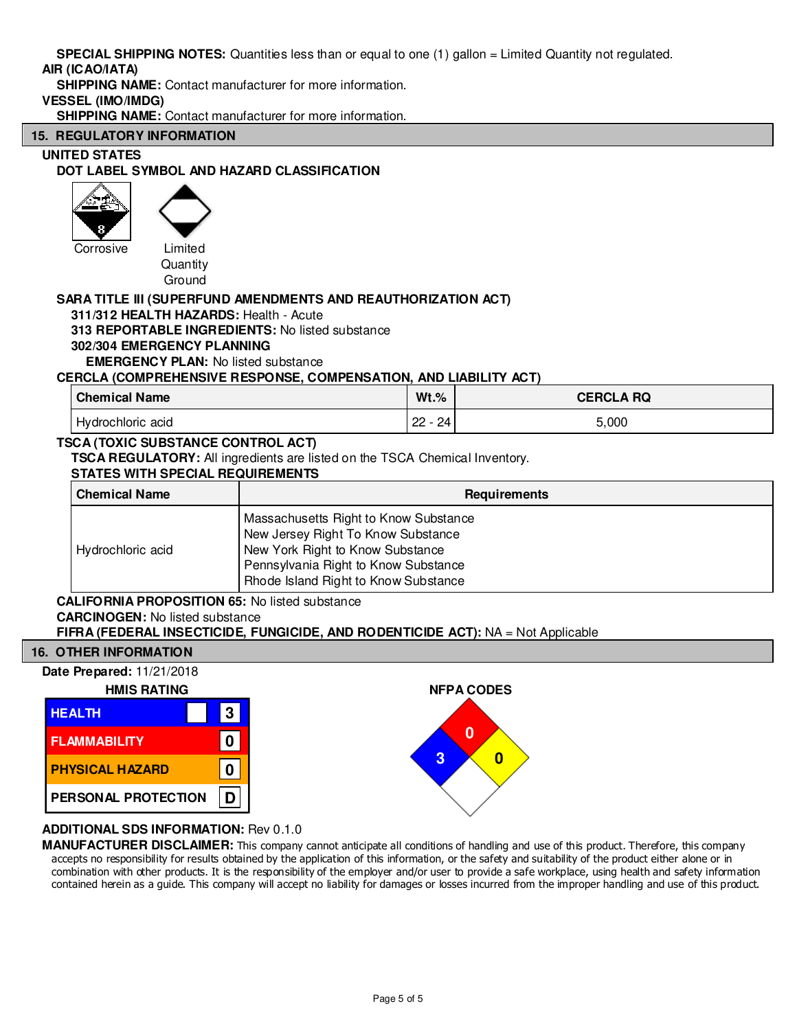**SPECIAL SHIPPING NOTES:** Quantities less than or equal to one (1) gallon = Limited Quantity not regulated.

**AIR (ICAO/IATA)**

**SHIPPING NAME:** Contact manufacturer for more information.

**VESSEL (IMO/IMDG)**

**SHIPPING NAME:** Contact manufacturer for more information.

## 15. REGULATORY INFORMATION

**UNITED STATES**

**DOT LABEL SYMBOL AND HAZARD CLASSIFICATION**

Corrosive

Limited Quantity Ground

**SARA TITLE III (SUPERFUND AMENDMENTS AND REAUTHORIZATION ACT)**

**311/312 HEALTH HAZARDS:** Health - Acute

**313 REPORTABLE INGREDIENTS:** No listed substance

**302/304 EMERGENCY PLANNING**

**EMERGENCY PLAN:** No listed substance

**CERCLA (COMPREHENSIVE RESPONSE, COMPENSATION, AND LIABILITY ACT)**

| Chemical Name | Wt.% | CERCLA RQ |
|---|---|---|
| Hydrochloric acid | 22 - 24 | 5,000 |

**TSCA (TOXIC SUBSTANCE CONTROL ACT)**

**TSCA REGULATORY:** All ingredients are listed on the TSCA Chemical Inventory.

**STATES WITH SPECIAL REQUIREMENTS**

| Chemical Name | Requirements |
|---|---|
| Hydrochloric acid | Massachusetts Right to Know Substance<br>New Jersey Right To Know Substance<br>New York Right to Know Substance<br>Pennsylvania Right to Know Substance<br>Rhode Island Right to Know Substance |

**CALIFORNIA PROPOSITION 65:** No listed substance

**CARCINOGEN:** No listed substance

**FIFRA (FEDERAL INSECTICIDE, FUNGICIDE, AND RODENTICIDE ACT):** NA = Not Applicable

## 16. OTHER INFORMATION

**Date Prepared:** 11/21/2018

**HMIS RATING**

| | |
|---|---|
| HEALTH | 3 |
| FLAMMABILITY | 0 |
| PHYSICAL HAZARD | 0 |
| PERSONAL PROTECTION | D |

**NFPA CODES**

0
3
0

**ADDITIONAL SDS INFORMATION:** Rev 0.1.0

**MANUFACTURER DISCLAIMER:** This company cannot anticipate all conditions of handling and use of this product. Therefore, this company accepts no responsibility for results obtained by the application of this information, or the safety and suitability of the product either alone or in combination with other products. It is the responsibility of the employer and/or user to provide a safe workplace, using health and safety information contained herein as a guide. This company will accept no liability for damages or losses incurred from the improper handling and use of this product.